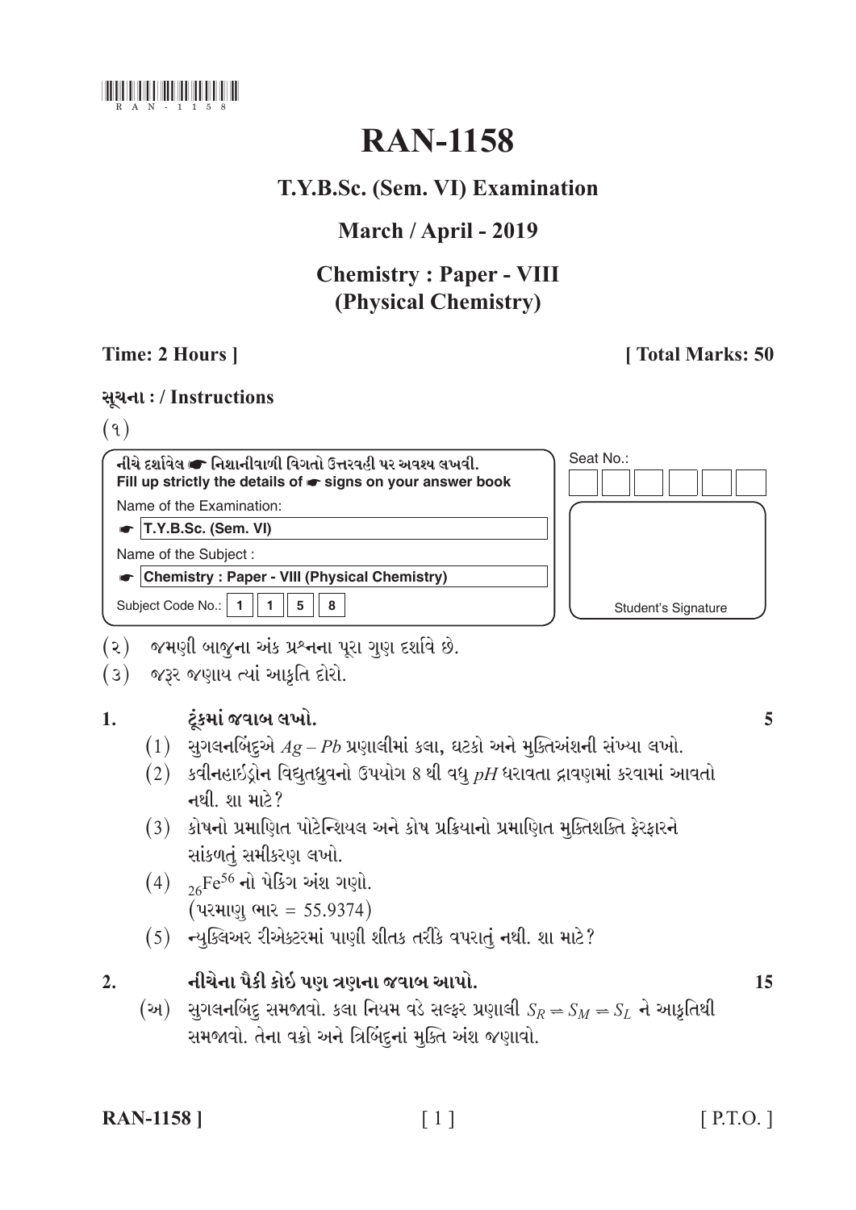RAN-1158

# RAN-1158

## T.Y.B.Sc. (Sem. VI) Examination

## March / April - 2019

## Chemistry : Paper - VIII (Physical Chemistry)

**Time: 2 Hours ]** **[ Total Marks: 50**

**સૂચના : / Instructions**

(૧)

| નીચે દર્શાવેલ ☛ નિશાનીવાળી વિગતો ઉત્તરવહી પર અવશ્ય લખવી. Fill up strictly the details of ☛ signs on your answer book | Seat No.: |
|---|---|
| Name of the Examination: | |
| ☛ T.Y.B.Sc. (Sem. VI) | |
| Name of the Subject : | |
| ☛ Chemistry : Paper - VIII (Physical Chemistry) | |
| Subject Code No.: 1 1 5 8 | Student's Signature |

(૨) જમણી બાજુના અંક પ્રશ્નના પૂરા ગુણ દર્શાવે છે.

(૩) જરૂર જણાય ત્યાં આકૃતિ દોરો.

**1. ટૂંકમાં જવાબ લખો.** **5**

(1) સુગલનબિંદુએ $Ag - Pb$ પ્રણાલીમાં કલા, ઘટકો અને મુક્તિઅંશની સંખ્યા લખો.

(2) કવીનહાઈડ્રોન વિદ્યુતધ્રુવનો ઉપયોગ 8 થી વધુ $pH$ ધરાવતા દ્રાવણમાં કરવામાં આવતો નથી. શા માટે?

(3) કોષનો પ્રમાણિત પોટેન્શિયલ અને કોષ પ્રક્રિયાનો પ્રમાણિત મુક્તિશક્તિ ફેરફારને સાંકળતું સમીકરણ લખો.

(4) $_{26}Fe^{56}$ નો પેકિંગ અંશ ગણો.
(પરમાણુ ભાર = 55.9374)

(5) ન્યુક્લિઅર રીએક્ટરમાં પાણી શીતક તરીકે વપરાતું નથી. શા માટે?

**2. નીચેના પૈકી કોઈ પણ ત્રણના જવાબ આપો.** **15**

(અ) સુગલનબિંદુ સમજાવો. કલા નિયમ વડે સલ્ફર પ્રણાલી $S_R \rightleftharpoons S_M \rightleftharpoons S_L$ ને આકૃતિથી સમજાવો. તેના વક્રો અને ત્રિબિંદુનાં મુક્તિ અંશ જણાવો.

[ P.T.O. ]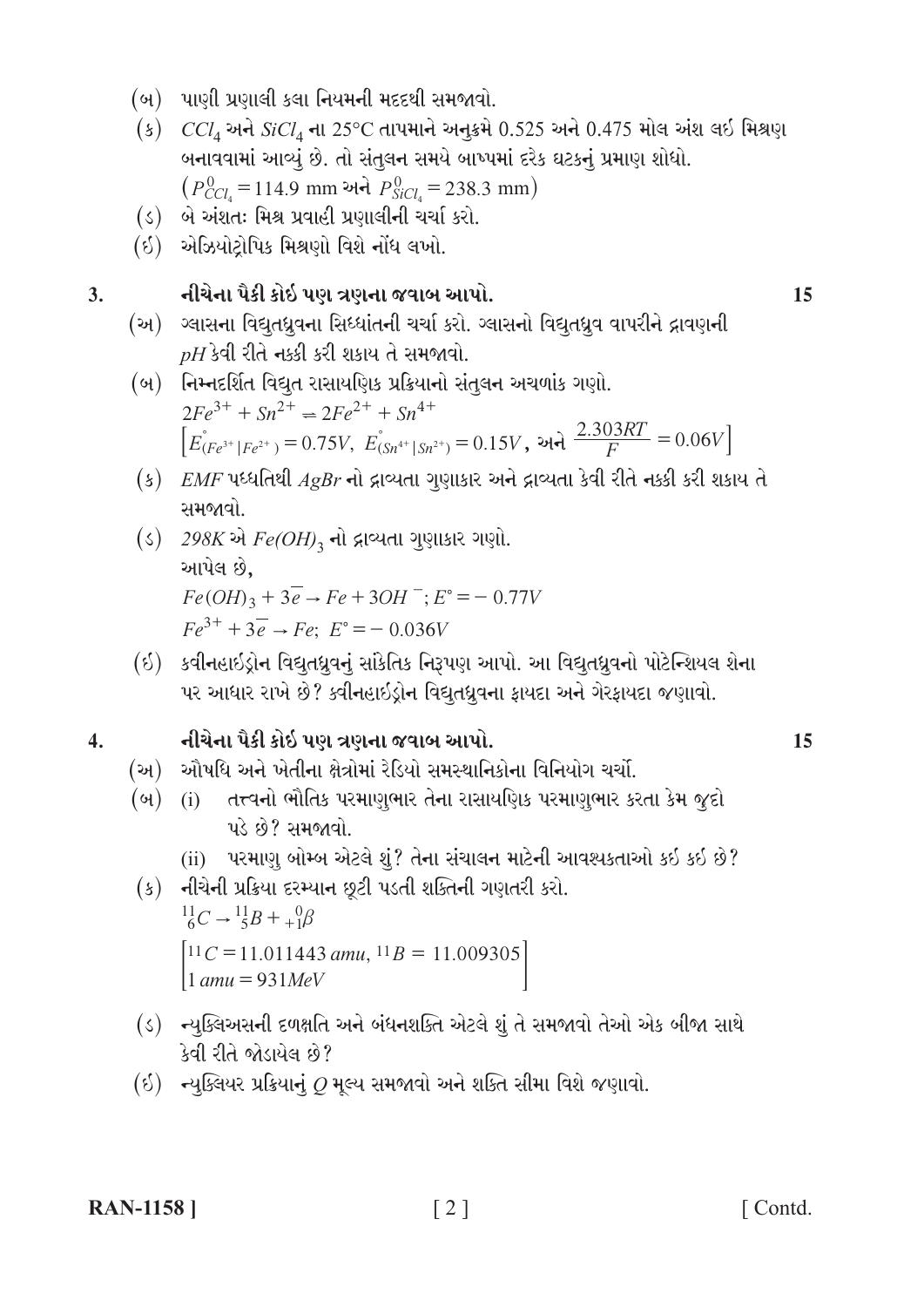(બ) પાણી પ્રણાલી કલા નિયમની મદદથી સમજાવો.

(ક) $CCl_4$ અને $SiCl_4$ ના 25°C તાપમાને અનુક્રમે 0.525 અને 0.475 મોલ અંશ લઈ મિશ્રણ બનાવવામાં આવ્યું છે. તો સંતુલન સમયે બાષ્પમાં દરેક ઘટકનું પ્રમાણ શોધો.
$\left(P^0_{CCl_4} = 114.9 \text{ mm}\right.$ અને $\left.P^0_{SiCl_4} = 238.3 \text{ mm}\right)$

(ડ) બે અંશતઃ મિશ્ર પ્રવાહી પ્રણાલીની ચર્ચા કરો.

(ઈ) એઝિયોટ્રોપિક મિશ્રણો વિશે નોંધ લખો.

**3. નીચેના પૈકી કોઈ પણ ત્રણના જવાબ આપો.** **15**

(અ) ગ્લાસના વિદ્યુતધ્રુવના સિધ્ધાંતની ચર્ચા કરો. ગ્લાસનો વિદ્યુતધ્રુવ વાપરીને દ્રાવણની $pH$ કેવી રીતે નક્કી કરી શકાય તે સમજાવો.

(બ) નિમ્નદર્શિત વિદ્યુત રાસાયણિક પ્રક્રિયાનો સંતુલન અચળાંક ગણો.
$2Fe^{3+} + Sn^{2+} \rightleftharpoons 2Fe^{2+} + Sn^{4+}$
$\left[E^\circ_{(Fe^{3+}|Fe^{2+})} = 0.75V,\ E^\circ_{(Sn^{4+}|Sn^{2+})} = 0.15V\right.$, અને $\left.\dfrac{2.303RT}{F} = 0.06V\right]$

(ક) $EMF$ પધ્ધતિથી $AgBr$ નો દ્રાવ્યતા ગુણાકાર અને દ્રાવ્યતા કેવી રીતે નક્કી કરી શકાય તે સમજાવો.

(ડ) $298K$ એ $Fe(OH)_3$ નો દ્રાવ્યતા ગુણાકાર ગણો.
આપેલ છે,
$Fe(OH)_3 + 3\bar{e} \rightarrow Fe + 3OH^-;\ E^\circ = -0.77V$
$Fe^{3+} + 3\bar{e} \rightarrow Fe;\ E^\circ = -0.036V$

(ઈ) કવીનહાઈડ્રોન વિદ્યુતધ્રુવનું સાંકેતિક નિરૂપણ આપો. આ વિદ્યુતધ્રુવનો પોટેન્શિયલ શેના પર આધાર રાખે છે? ક્વીનહાઈડ્રોન વિદ્યુતધ્રુવના ફાયદા અને ગેરફાયદા જણાવો.

**4. નીચેના પૈકી કોઈ પણ ત્રણના જવાબ આપો.** **15**

(અ) ઔષધિ અને ખેતીના ક્ષેત્રોમાં રેડિયો સમસ્થાનિકોના વિનિયોગ ચર્ચો.

(બ) (i) તત્ત્વનો ભૌતિક પરમાણુભાર તેના રાસાયણિક પરમાણુભાર કરતા કેમ જુદો પડે છે? સમજાવો.
(ii) પરમાણુ બોમ્બ એટલે શું? તેના સંચાલન માટેની આવશ્યકતાઓ કઈ કઈ છે?

(ક) નીચેની પ્રક્રિયા દરમ્યાન છૂટી પડતી શક્તિની ગણતરી કરો.
$^{11}_{6}C \rightarrow {}^{11}_{5}B + {}^{0}_{+1}\beta$
$\left[\begin{array}{l} ^{11}C = 11.011443\ amu,\ ^{11}B = 11.009305 \\ 1\ amu = 931MeV \end{array}\right]$

(ડ) ન્યુક્લિઅસની દળક્ષતિ અને બંધનશક્તિ એટલે શું તે સમજાવો તેઓ એક બીજા સાથે કેવી રીતે જોડાયેલ છે?

(ઈ) ન્યુક્લિયર પ્રક્રિયાનું $Q$ મૂલ્ય સમજાવો અને શક્તિ સીમા વિશે જણાવો.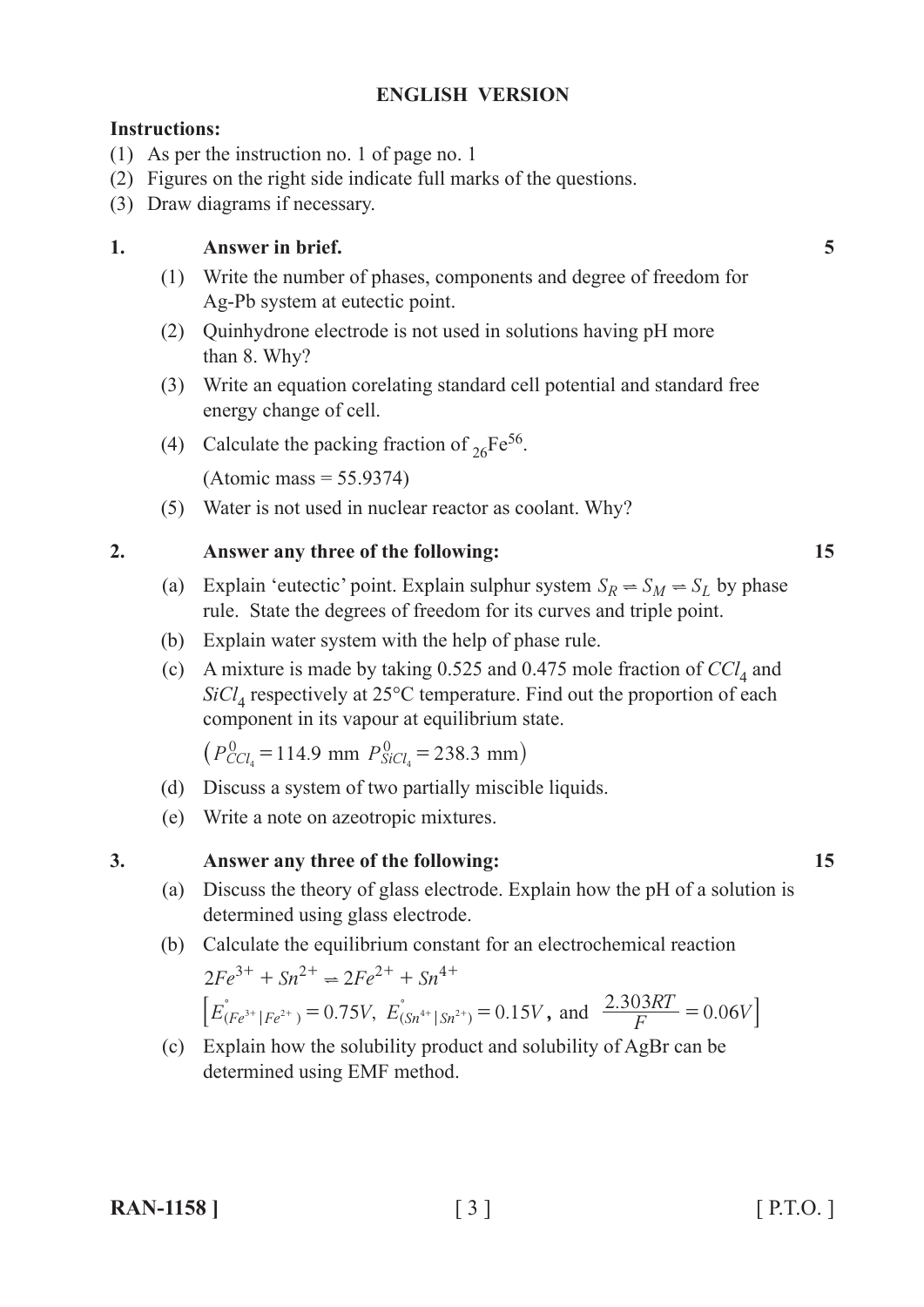## ENGLISH VERSION

**Instructions:**

(1) As per the instruction no. 1 of page no. 1

(2) Figures on the right side indicate full marks of the questions.

(3) Draw diagrams if necessary.

**1. Answer in brief.** **5**

(1) Write the number of phases, components and degree of freedom for Ag-Pb system at eutectic point.

(2) Quinhydrone electrode is not used in solutions having pH more than 8. Why?

(3) Write an equation corelating standard cell potential and standard free energy change of cell.

(4) Calculate the packing fraction of $_{26}Fe^{56}$.

(Atomic mass = 55.9374)

(5) Water is not used in nuclear reactor as coolant. Why?

**2. Answer any three of the following:** **15**

(a) Explain 'eutectic' point. Explain sulphur system $S_R \rightleftharpoons S_M \rightleftharpoons S_L$ by phase rule. State the degrees of freedom for its curves and triple point.

(b) Explain water system with the help of phase rule.

(c) A mixture is made by taking 0.525 and 0.475 mole fraction of $CCl_4$ and $SiCl_4$ respectively at 25°C temperature. Find out the proportion of each component in its vapour at equilibrium state.

$\left(P^0_{CCl_4} = 114.9 \text{ mm } P^0_{SiCl_4} = 238.3 \text{ mm}\right)$

(d) Discuss a system of two partially miscible liquids.

(e) Write a note on azeotropic mixtures.

**3. Answer any three of the following:** **15**

(a) Discuss the theory of glass electrode. Explain how the pH of a solution is determined using glass electrode.

(b) Calculate the equilibrium constant for an electrochemical reaction

$2Fe^{3+} + Sn^{2+} \rightleftharpoons 2Fe^{2+} + Sn^{4+}$

$\left[E^{\circ}_{(Fe^{3+}|Fe^{2+})} = 0.75V,\ E^{\circ}_{(Sn^{4+}|Sn^{2+})} = 0.15V, \text{ and } \frac{2.303RT}{F} = 0.06V\right]$

(c) Explain how the solubility product and solubility of AgBr can be determined using EMF method.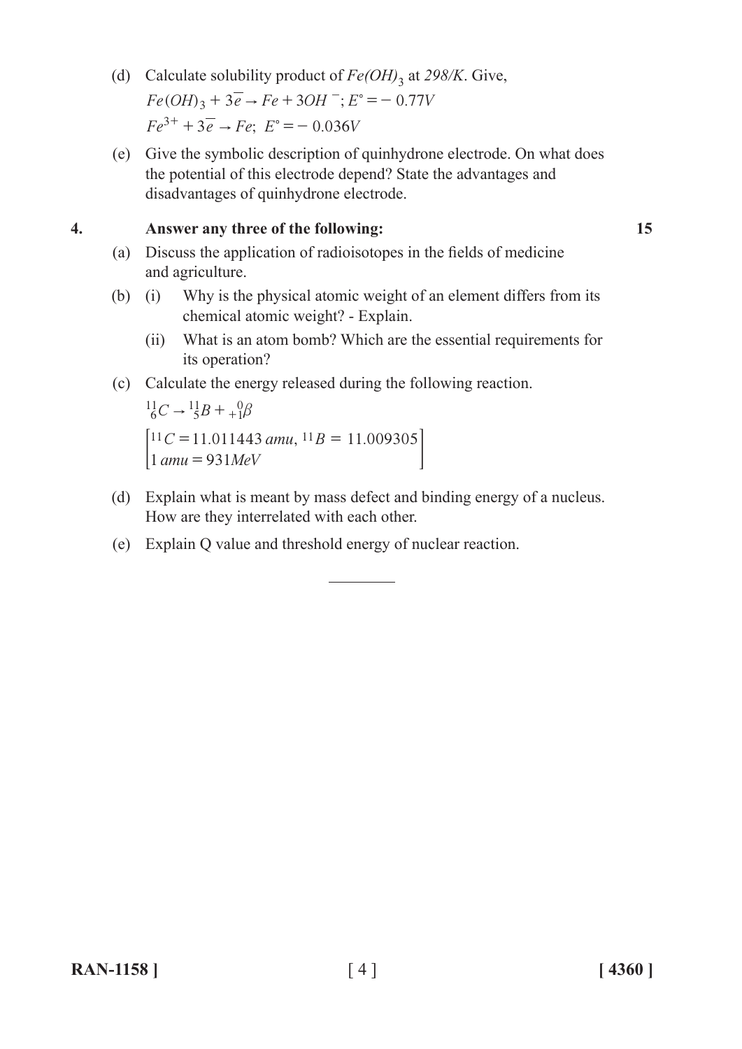(d) Calculate solubility product of $Fe(OH)_3$ at *298/K*. Give,

$$Fe(OH)_3 + 3\overline{e} \rightarrow Fe + 3OH^-; E^\circ = -0.77V$$

$$Fe^{3+} + 3\overline{e} \rightarrow Fe;\ E^\circ = -0.036V$$

(e) Give the symbolic description of quinhydrone electrode. On what does the potential of this electrode depend? State the advantages and disadvantages of quinhydrone electrode.

**4. Answer any three of the following: 15**

(a) Discuss the application of radioisotopes in the fields of medicine and agriculture.

(b) (i) Why is the physical atomic weight of an element differs from its chemical atomic weight? - Explain.

(ii) What is an atom bomb? Which are the essential requirements for its operation?

(c) Calculate the energy released during the following reaction.

$$^{11}_{6}C \rightarrow {}^{11}_{5}B + {}^{0}_{+1}\beta$$

$$\begin{bmatrix} ^{11}C = 11.011443\ amu,\ ^{11}B = 11.009305 \\ 1\ amu = 931 MeV \end{bmatrix}$$

(d) Explain what is meant by mass defect and binding energy of a nucleus. How are they interrelated with each other.

(e) Explain Q value and threshold energy of nuclear reaction.